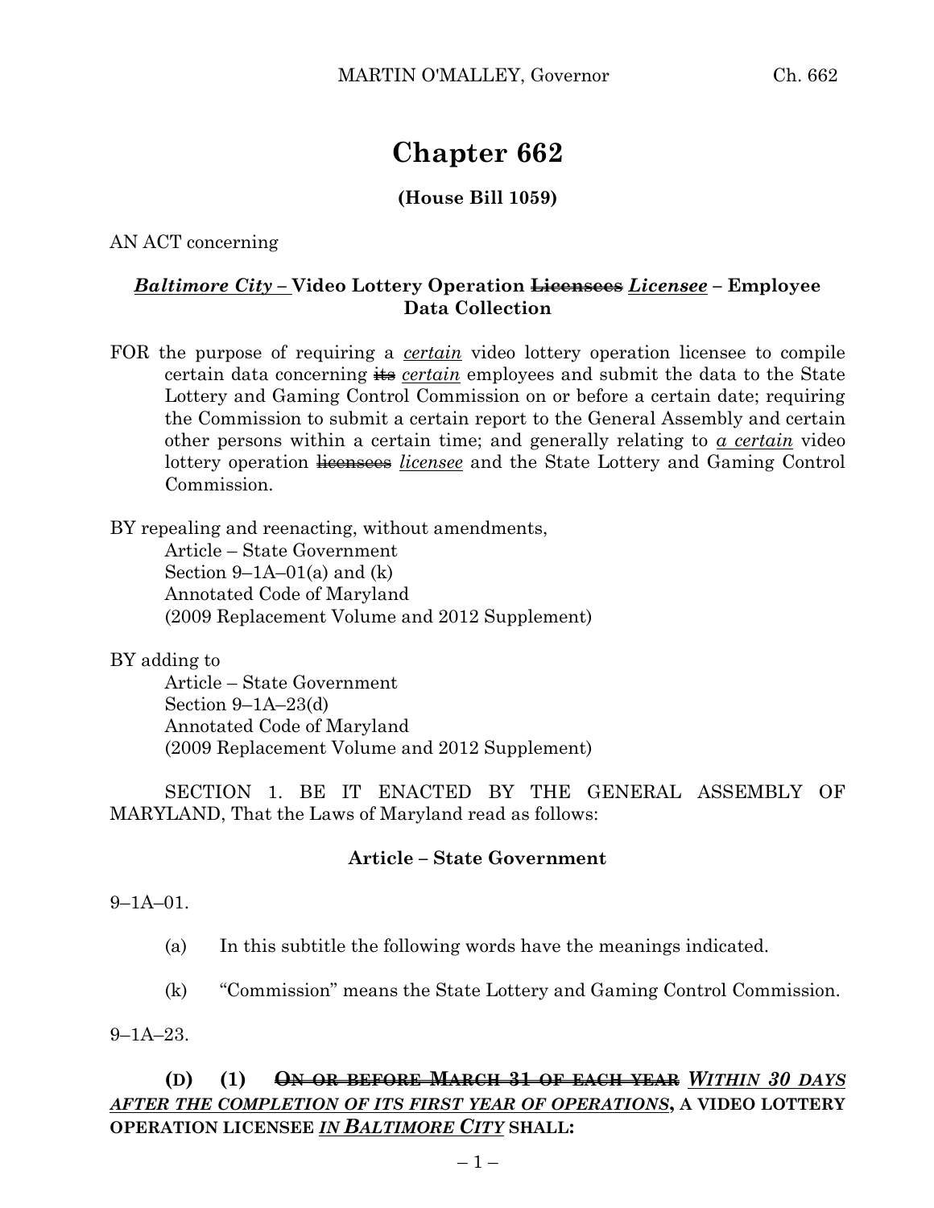# Chapter 662

**(House Bill 1059)**

AN ACT concerning

## ***Baptimore City –*** **Video Lottery Operation ~~Licensees~~ *Licensee* – Employee Data Collection**

FOR the purpose of requiring a *certain* video lottery operation licensee to compile certain data concerning ~~its~~ *certain* employees and submit the data to the State Lottery and Gaming Control Commission on or before a certain date; requiring the Commission to submit a certain report to the General Assembly and certain other persons within a certain time; and generally relating to *a certain* video lottery operation ~~licensees~~ *licensee* and the State Lottery and Gaming Control Commission.

BY repealing and reenacting, without amendments,
Article – State Government
Section 9–1A–01(a) and (k)
Annotated Code of Maryland
(2009 Replacement Volume and 2012 Supplement)

BY adding to
Article – State Government
Section 9–1A–23(d)
Annotated Code of Maryland
(2009 Replacement Volume and 2012 Supplement)

SECTION 1. BE IT ENACTED BY THE GENERAL ASSEMBLY OF MARYLAND, That the Laws of Maryland read as follows:

**Article – State Government**

9–1A–01.

(a) In this subtitle the following words have the meanings indicated.

(k) "Commission" means the State Lottery and Gaming Control Commission.

9–1A–23.

**(D) (1) ~~ON OR BEFORE MARCH 31 OF EACH YEAR~~ *WITHIN 30 DAYS AFTER THE COMPLETION OF ITS FIRST YEAR OF OPERATIONS*, A VIDEO LOTTERY OPERATION LICENSEE *IN BALTIMORE CITY* SHALL:**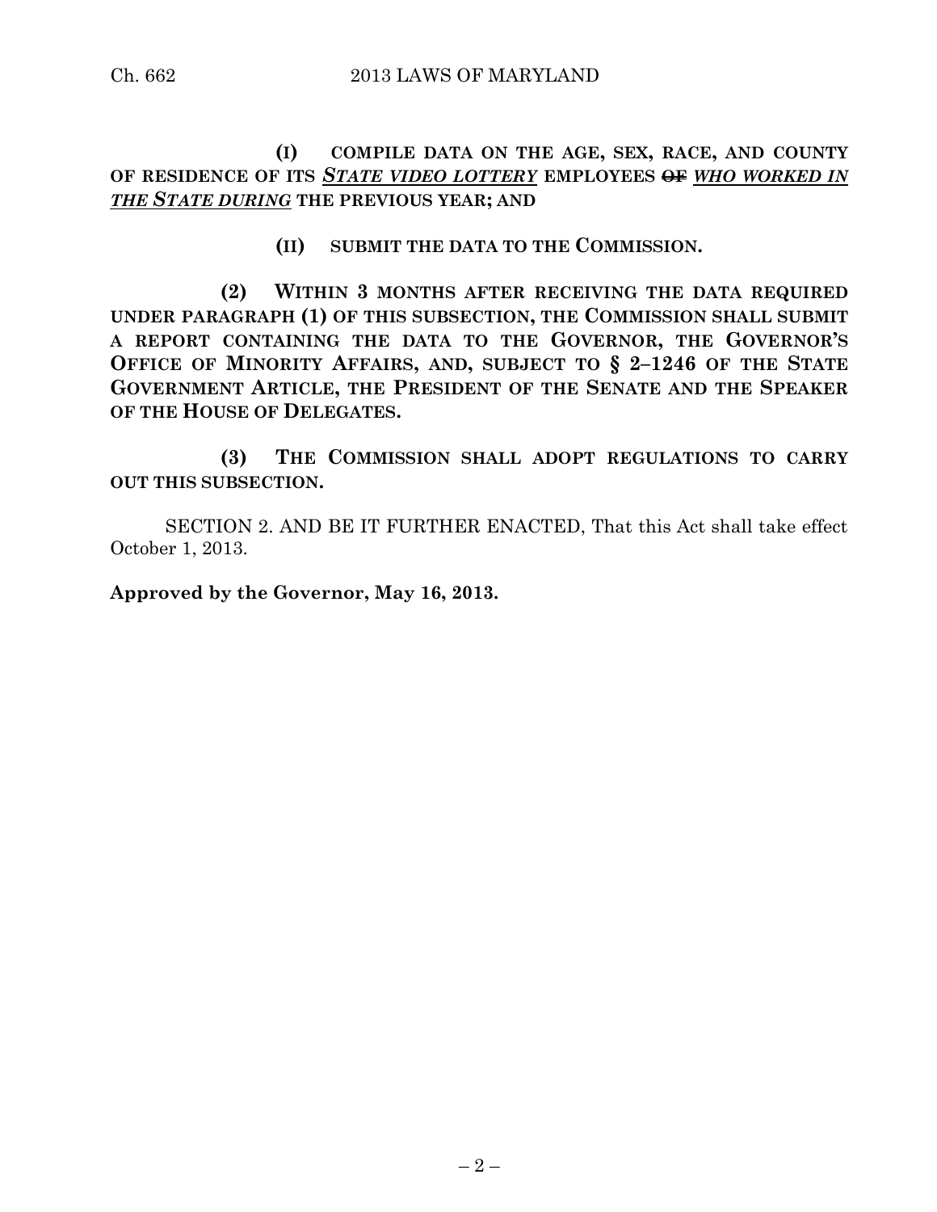**(I) COMPILE DATA ON THE AGE, SEX, RACE, AND COUNTY OF RESIDENCE OF ITS *STATE VIDEO LOTTERY* EMPLOYEES ~~OF~~ *WHO WORKED IN THE STATE DURING* THE PREVIOUS YEAR; AND**

**(II) SUBMIT THE DATA TO THE COMMISSION.**

**(2) WITHIN 3 MONTHS AFTER RECEIVING THE DATA REQUIRED UNDER PARAGRAPH (1) OF THIS SUBSECTION, THE COMMISSION SHALL SUBMIT A REPORT CONTAINING THE DATA TO THE GOVERNOR, THE GOVERNOR'S OFFICE OF MINORITY AFFAIRS, AND, SUBJECT TO § 2–1246 OF THE STATE GOVERNMENT ARTICLE, THE PRESIDENT OF THE SENATE AND THE SPEAKER OF THE HOUSE OF DELEGATES.**

**(3) THE COMMISSION SHALL ADOPT REGULATIONS TO CARRY OUT THIS SUBSECTION.**

SECTION 2. AND BE IT FURTHER ENACTED, That this Act shall take effect October 1, 2013.

**Approved by the Governor, May 16, 2013.**